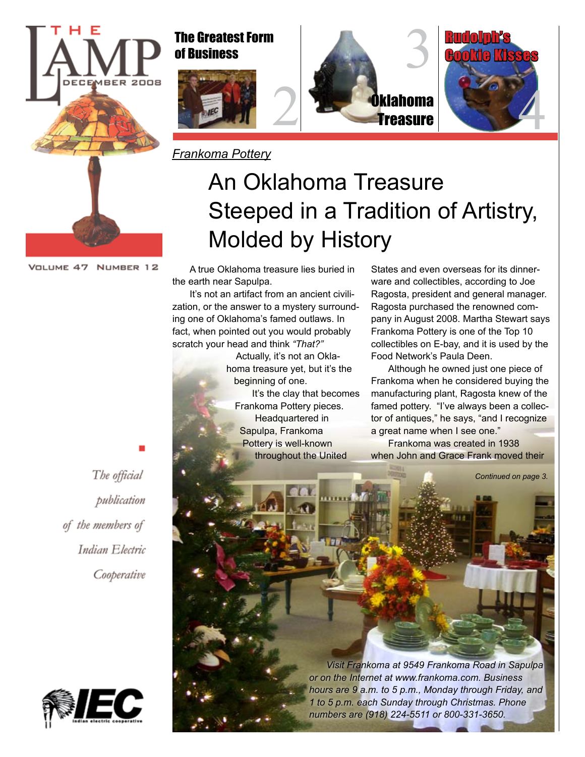# THE LAMP

DECEMBER 2008

VOLUME 47 NUMBER 12

The Greatest Form of Business 2

Oklahoma Treasure 3

Rudolph's Cookie Kisses 4

*Frankoma Pottery*

## An Oklahoma Treasure Steeped in a Tradition of Artistry, Molded by History

A true Oklahoma treasure lies buried in the earth near Sapulpa.

It's not an artifact from an ancient civilization, or the answer to a mystery surrounding one of Oklahoma's famed outlaws. In fact, when pointed out you would probably scratch your head and think *"That?"*

Actually, it's not an Oklahoma treasure yet, but it's the beginning of one.

It's the clay that becomes Frankoma Pottery pieces.

Headquartered in Sapulpa, Frankoma Pottery is well-known throughout the United States and even overseas for its dinnerware and collectibles, according to Joe Ragosta, president and general manager. Ragosta purchased the renowned company in August 2008. Martha Stewart says Frankoma Pottery is one of the Top 10 collectibles on E-bay, and it is used by the Food Network's Paula Deen.

Although he owned just one piece of Frankoma when he considered buying the manufacturing plant, Ragosta knew of the famed pottery. "I've always been a collector of antiques," he says, "and I recognize a great name when I see one."

Frankoma was created in 1938 when John and Grace Frank moved their

*Continued on page 3.*

*Visit Frankoma at 9549 Frankoma Road in Sapulpa or on the Internet at www.frankoma.com. Business hours are 9 a.m. to 5 p.m., Monday through Friday, and 1 to 5 p.m. each Sunday through Christmas. Phone numbers are (918) 224-5511 or 800-331-3650.*

*The official publication of the members of Indian Electric Cooperative*

IEC Indian electric cooperative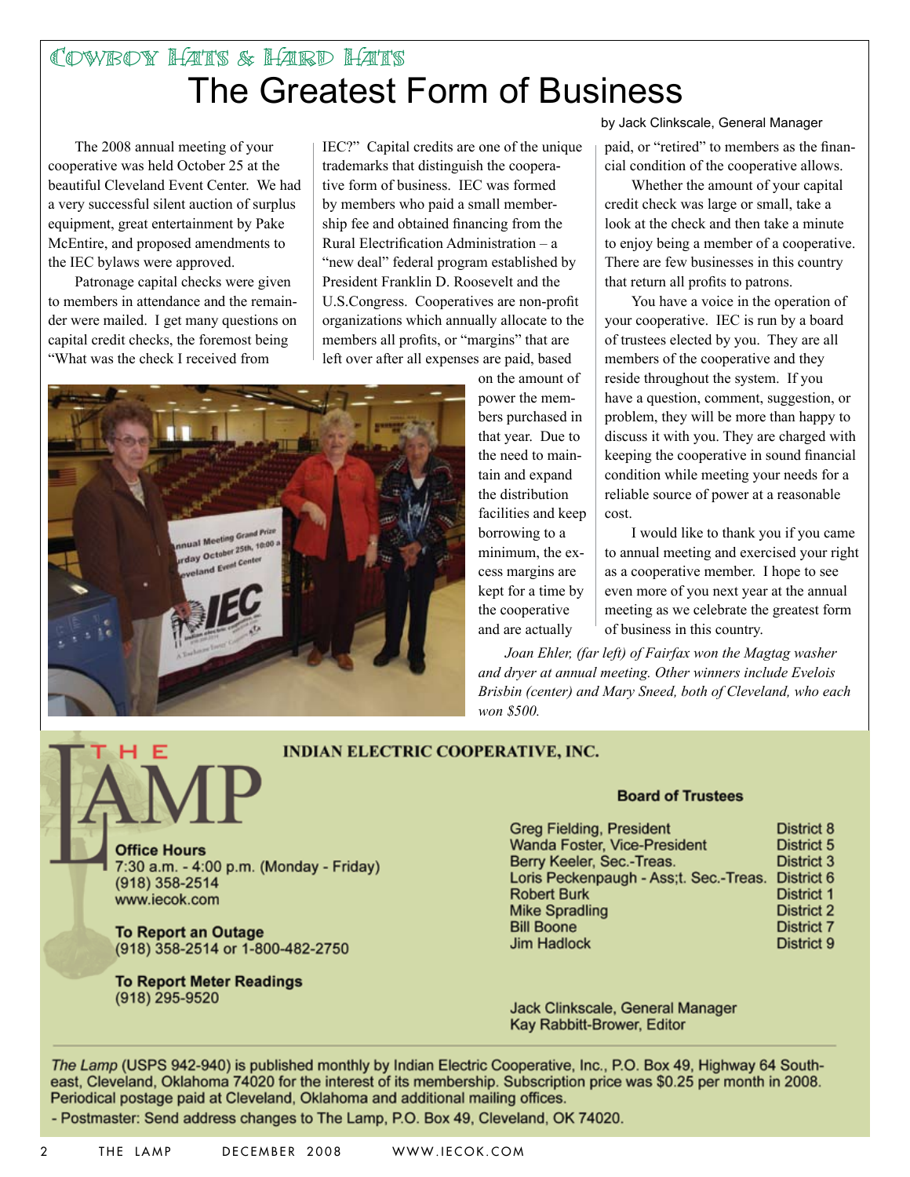# Cowboy Hats & Hard Hats

# The Greatest Form of Business

by Jack Clinkscale, General Manager

The 2008 annual meeting of your cooperative was held October 25 at the beautiful Cleveland Event Center. We had a very successful silent auction of surplus equipment, great entertainment by Pake McEntire, and proposed amendments to the IEC bylaws were approved.

Patronage capital checks were given to members in attendance and the remainder were mailed. I get many questions on capital credit checks, the foremost being "What was the check I received from IEC?" Capital credits are one of the unique trademarks that distinguish the cooperative form of business. IEC was formed by members who paid a small membership fee and obtained financing from the Rural Electrification Administration – a "new deal" federal program established by President Franklin D. Roosevelt and the U.S.Congress. Cooperatives are non-profit organizations which annually allocate to the members all profits, or "margins" that are left over after all expenses are paid, based on the amount of power the members purchased in that year. Due to the need to maintain and expand the distribution facilities and keep borrowing to a minimum, the excess margins are kept for a time by the cooperative and are actually paid, or "retired" to members as the financial condition of the cooperative allows.

Whether the amount of your capital credit check was large or small, take a look at the check and then take a minute to enjoy being a member of a cooperative. There are few businesses in this country that return all profits to patrons.

You have a voice in the operation of your cooperative. IEC is run by a board of trustees elected by you. They are all members of the cooperative and they reside throughout the system. If you have a question, comment, suggestion, or problem, they will be more than happy to discuss it with you. They are charged with keeping the cooperative in sound financial condition while meeting your needs for a reliable source of power at a reasonable cost.

I would like to thank you if you came to annual meeting and exercised your right as a cooperative member. I hope to see even more of you next year at the annual meeting as we celebrate the greatest form of business in this country.

*Joan Ehler, (far left) of Fairfax won the Magtag washer and dryer at annual meeting. Other winners include Evelois Brisbin (center) and Mary Sneed, both of Cleveland, who each won $500.*

---

## THE LAMP

**INDIAN ELECTRIC COOPERATIVE, INC.**

**Office Hours**
7:30 a.m. - 4:00 p.m. (Monday - Friday)
(918) 358-2514
www.iecok.com

**To Report an Outage**
(918) 358-2514 or 1-800-482-2750

**To Report Meter Readings**
(918) 295-9520

**Board of Trustees**

| | |
|---|---|
| Greg Fielding, President | District 8 |
| Wanda Foster, Vice-President | District 5 |
| Berry Keeler, Sec.-Treas. | District 3 |
| Loris Peckenpaugh - Ass;t. Sec.-Treas. | District 6 |
| Robert Burk | District 1 |
| Mike Spradling | District 2 |
| Bill Boone | District 7 |
| Jim Hadlock | District 9 |

Jack Clinkscale, General Manager
Kay Rabbitt-Brower, Editor

*The Lamp* (USPS 942-940) is published monthly by Indian Electric Cooperative, Inc., P.O. Box 49, Highway 64 Southeast, Cleveland, Oklahoma 74020 for the interest of its membership. Subscription price was $0.25 per month in 2008. Periodical postage paid at Cleveland, Oklahoma and additional mailing offices.

- Postmaster: Send address changes to The Lamp, P.O. Box 49, Cleveland, OK 74020.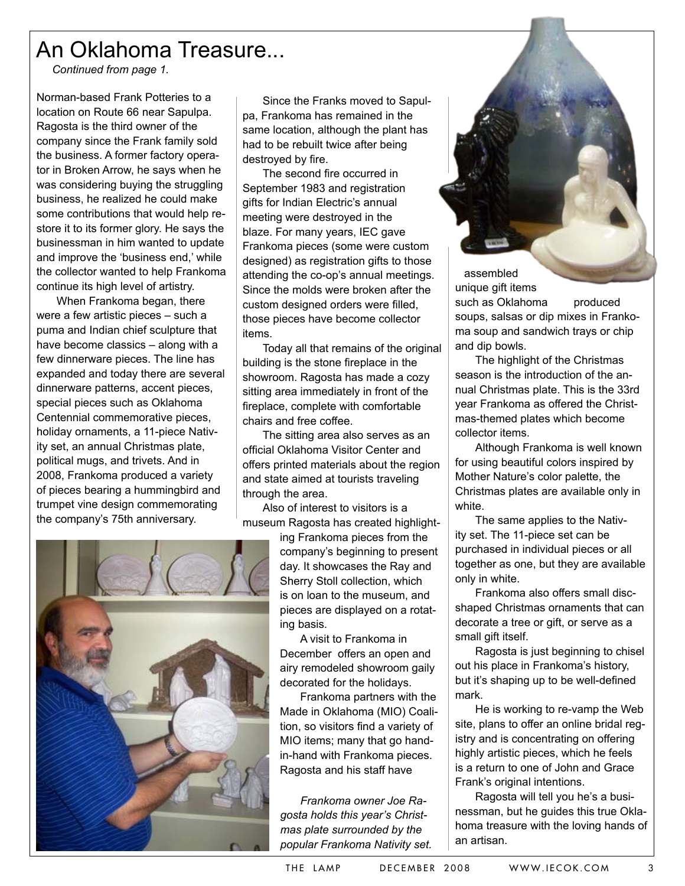# An Oklahoma Treasure...

*Continued from page 1.*

Norman-based Frank Potteries to a location on Route 66 near Sapulpa. Ragosta is the third owner of the company since the Frank family sold the business. A former factory operator in Broken Arrow, he says when he was considering buying the struggling business, he realized he could make some contributions that would help restore it to its former glory. He says the businessman in him wanted to update and improve the 'business end,' while the collector wanted to help Frankoma continue its high level of artistry.

When Frankoma began, there were a few artistic pieces – such a puma and Indian chief sculpture that have become classics – along with a few dinnerware pieces. The line has expanded and today there are several dinnerware patterns, accent pieces, special pieces such as Oklahoma Centennial commemorative pieces, holiday ornaments, a 11-piece Nativity set, an annual Christmas plate, political mugs, and trivets. And in 2008, Frankoma produced a variety of pieces bearing a hummingbird and trumpet vine design commemorating the company's 75th anniversary.

Since the Franks moved to Sapulpa, Frankoma has remained in the same location, although the plant has had to be rebuilt twice after being destroyed by fire.

The second fire occurred in September 1983 and registration gifts for Indian Electric's annual meeting were destroyed in the blaze. For many years, IEC gave Frankoma pieces (some were custom designed) as registration gifts to those attending the co-op's annual meetings. Since the molds were broken after the custom designed orders were filled, those pieces have become collector items.

Today all that remains of the original building is the stone fireplace in the showroom. Ragosta has made a cozy sitting area immediately in front of the fireplace, complete with comfortable chairs and free coffee.

The sitting area also serves as an official Oklahoma Visitor Center and offers printed materials about the region and state aimed at tourists traveling through the area.

Also of interest to visitors is a museum Ragosta has created highlighting Frankoma pieces from the company's beginning to present day. It showcases the Ray and Sherry Stoll collection, which is on loan to the museum, and pieces are displayed on a rotating basis.

A visit to Frankoma in December offers an open and airy remodeled showroom gaily decorated for the holidays.

Frankoma partners with the Made in Oklahoma (MIO) Coalition, so visitors find a variety of MIO items; many that go hand-in-hand with Frankoma pieces. Ragosta and his staff have assembled unique gift items such as Oklahoma produced soups, salsas or dip mixes in Frankoma soup and sandwich trays or chip and dip bowls.

*Frankoma owner Joe Ragosta holds this year's Christmas plate surrounded by the popular Frankoma Nativity set.*

The highlight of the Christmas season is the introduction of the annual Christmas plate. This is the 33rd year Frankoma as offered the Christmas-themed plates which become collector items.

Although Frankoma is well known for using beautiful colors inspired by Mother Nature's color palette, the Christmas plates are available only in white.

The same applies to the Nativity set. The 11-piece set can be purchased in individual pieces or all together as one, but they are available only in white.

Frankoma also offers small disc-shaped Christmas ornaments that can decorate a tree or gift, or serve as a small gift itself.

Ragosta is just beginning to chisel out his place in Frankoma's history, but it's shaping up to be well-defined mark.

He is working to re-vamp the Web site, plans to offer an online bridal registry and is concentrating on offering highly artistic pieces, which he feels is a return to one of John and Grace Frank's original intentions.

Ragosta will tell you he's a businessman, but he guides this true Oklahoma treasure with the loving hands of an artisan.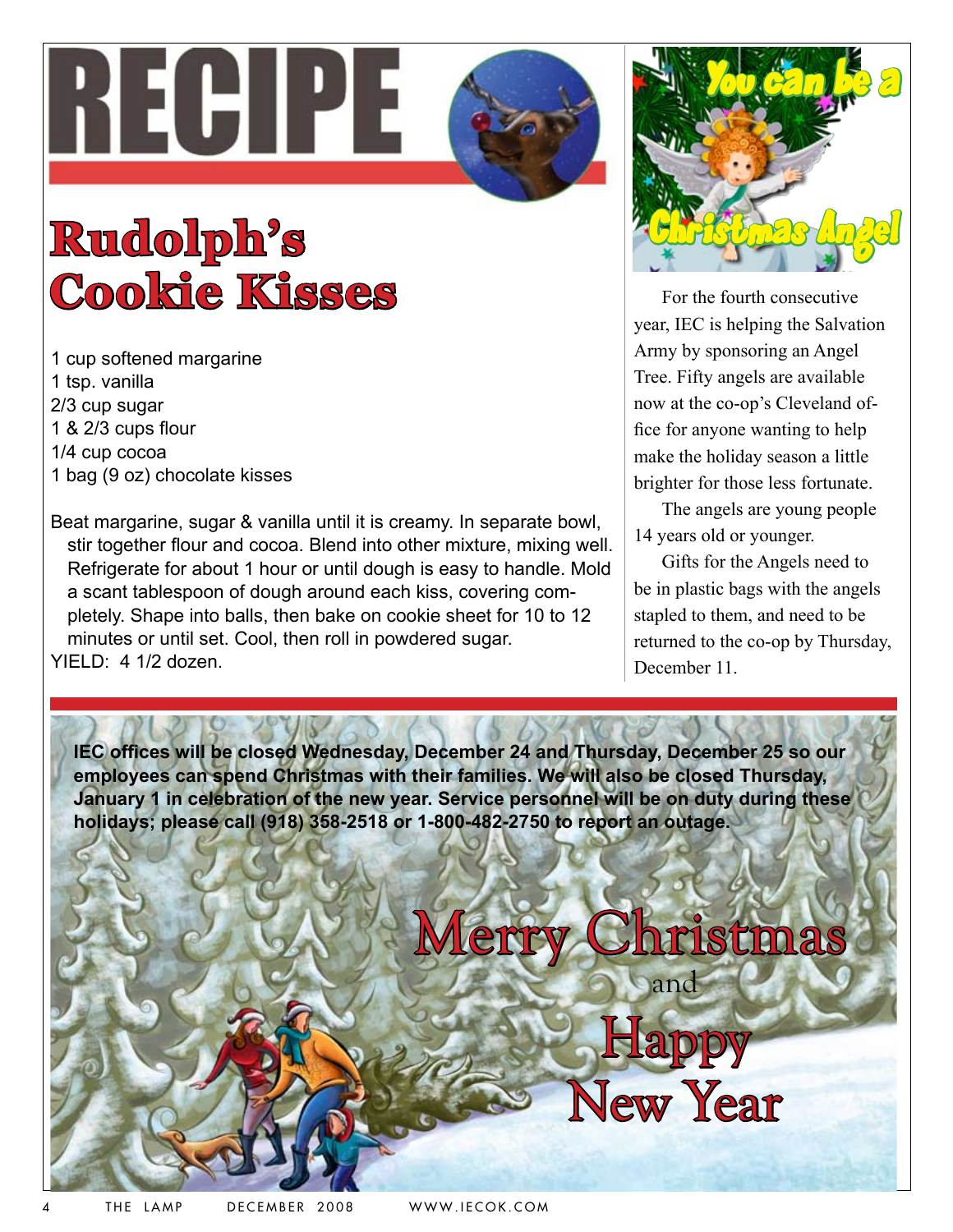# RECIPE

## Rudolph's Cookie Kisses

1 cup softened margarine
1 tsp. vanilla
2/3 cup sugar
1 & 2/3 cups flour
1/4 cup cocoa
1 bag (9 oz) chocolate kisses

Beat margarine, sugar & vanilla until it is creamy. In separate bowl, stir together flour and cocoa. Blend into other mixture, mixing well. Refrigerate for about 1 hour or until dough is easy to handle. Mold a scant tablespoon of dough around each kiss, covering completely. Shape into balls, then bake on cookie sheet for 10 to 12 minutes or until set. Cool, then roll in powdered sugar.
YIELD: 4 1/2 dozen.

## You can be a Christmas Angel

For the fourth consecutive year, IEC is helping the Salvation Army by sponsoring an Angel Tree. Fifty angels are available now at the co-op's Cleveland office for anyone wanting to help make the holiday season a little brighter for those less fortunate.

The angels are young people 14 years old or younger.

Gifts for the Angels need to be in plastic bags with the angels stapled to them, and need to be returned to the co-op by Thursday, December 11.

**IEC offices will be closed Wednesday, December 24 and Thursday, December 25 so our employees can spend Christmas with their families. We will also be closed Thursday, January 1 in celebration of the new year. Service personnel will be on duty during these holidays; please call (918) 358-2518 or 1-800-482-2750 to report an outage.**

Merry Christmas
and
Happy
New Year